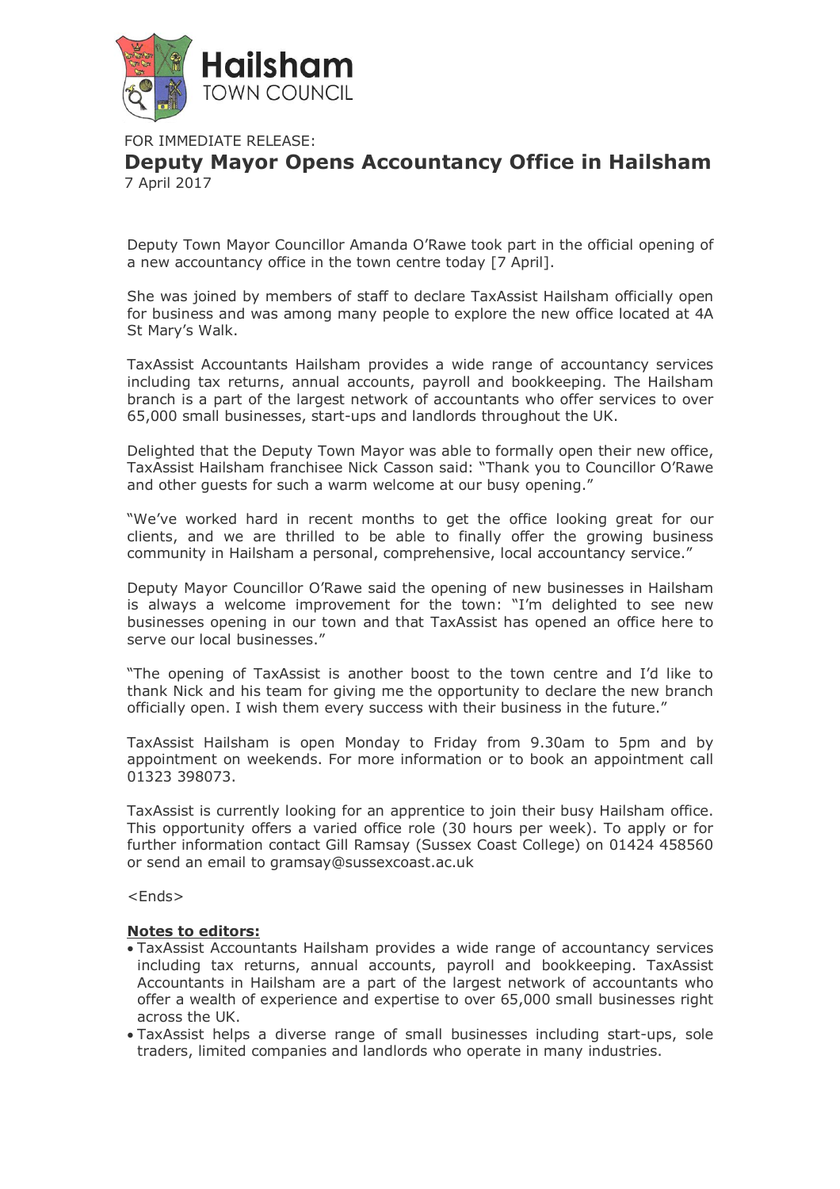Hailsham
TOWN COUNCIL

FOR IMMEDIATE RELEASE:

# Deputy Mayor Opens Accountancy Office in Hailsham

7 April 2017

Deputy Town Mayor Councillor Amanda O'Rawe took part in the official opening of a new accountancy office in the town centre today [7 April].

She was joined by members of staff to declare TaxAssist Hailsham officially open for business and was among many people to explore the new office located at 4A St Mary's Walk.

TaxAssist Accountants Hailsham provides a wide range of accountancy services including tax returns, annual accounts, payroll and bookkeeping. The Hailsham branch is a part of the largest network of accountants who offer services to over 65,000 small businesses, start-ups and landlords throughout the UK.

Delighted that the Deputy Town Mayor was able to formally open their new office, TaxAssist Hailsham franchisee Nick Casson said: "Thank you to Councillor O'Rawe and other guests for such a warm welcome at our busy opening."

"We've worked hard in recent months to get the office looking great for our clients, and we are thrilled to be able to finally offer the growing business community in Hailsham a personal, comprehensive, local accountancy service."

Deputy Mayor Councillor O'Rawe said the opening of new businesses in Hailsham is always a welcome improvement for the town: "I'm delighted to see new businesses opening in our town and that TaxAssist has opened an office here to serve our local businesses."

"The opening of TaxAssist is another boost to the town centre and I'd like to thank Nick and his team for giving me the opportunity to declare the new branch officially open. I wish them every success with their business in the future."

TaxAssist Hailsham is open Monday to Friday from 9.30am to 5pm and by appointment on weekends. For more information or to book an appointment call 01323 398073.

TaxAssist is currently looking for an apprentice to join their busy Hailsham office. This opportunity offers a varied office role (30 hours per week). To apply or for further information contact Gill Ramsay (Sussex Coast College) on 01424 458560 or send an email to gramsay@sussexcoast.ac.uk

<Ends>

**Notes to editors:**

- TaxAssist Accountants Hailsham provides a wide range of accountancy services including tax returns, annual accounts, payroll and bookkeeping. TaxAssist Accountants in Hailsham are a part of the largest network of accountants who offer a wealth of experience and expertise to over 65,000 small businesses right across the UK.
- TaxAssist helps a diverse range of small businesses including start-ups, sole traders, limited companies and landlords who operate in many industries.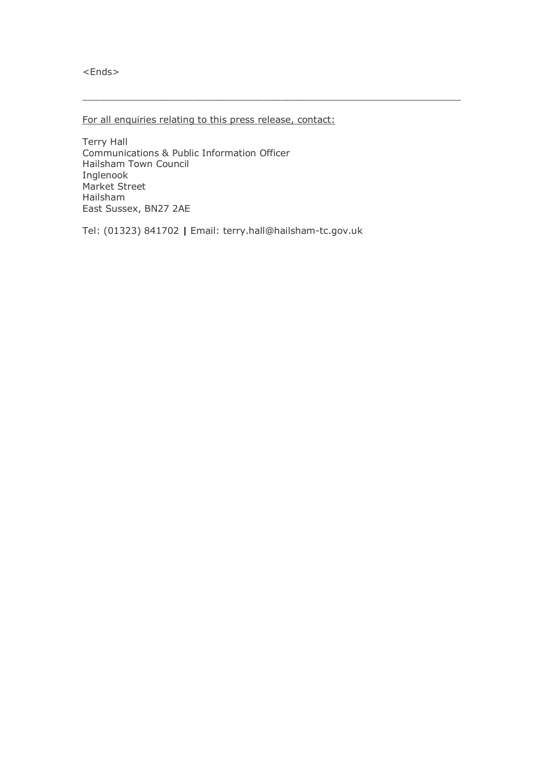<Ends>

---

For all enquiries relating to this press release, contact:

Terry Hall
Communications & Public Information Officer
Hailsham Town Council
Inglenook
Market Street
Hailsham
East Sussex, BN27 2AE

Tel: (01323) 841702 **|** Email: terry.hall@hailsham-tc.gov.uk